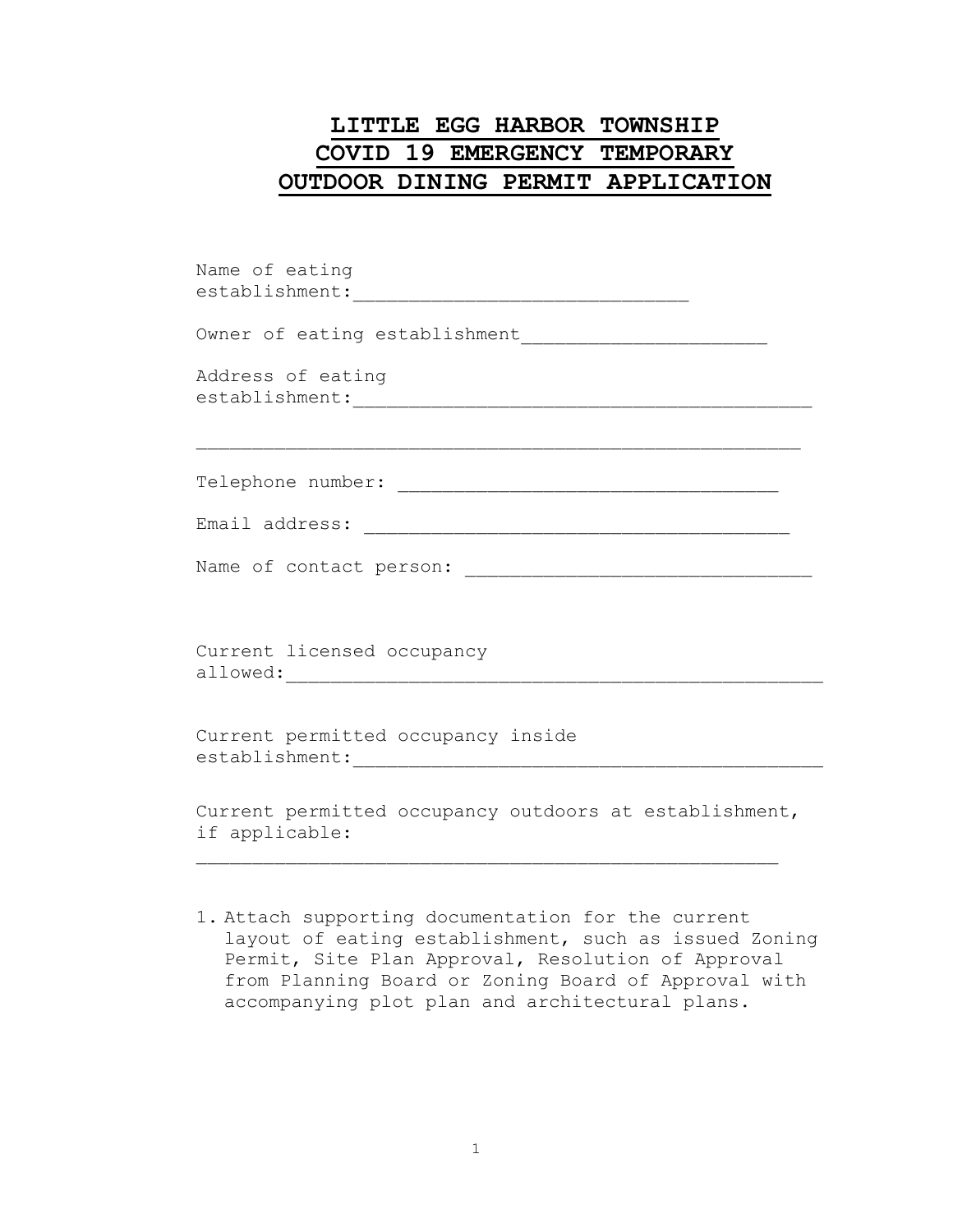# LITTLE EGG HARBOR TOWNSHIP
# COVID 19 EMERGENCY TEMPORARY
# OUTDOOR DINING PERMIT APPLICATION

Name of eating establishment:______________________________

Owner of eating establishment______________________

Address of eating establishment:________________________________________

______________________________________________________

Telephone number: __________________________________

Email address: ______________________________________

Name of contact person: _______________________________

Current licensed occupancy allowed:________________________________________________

Current permitted occupancy inside establishment:__________________________________________

Current permitted occupancy outdoors at establishment, if applicable:

____________________________________________________

1. Attach supporting documentation for the current layout of eating establishment, such as issued Zoning Permit, Site Plan Approval, Resolution of Approval from Planning Board or Zoning Board of Approval with accompanying plot plan and architectural plans.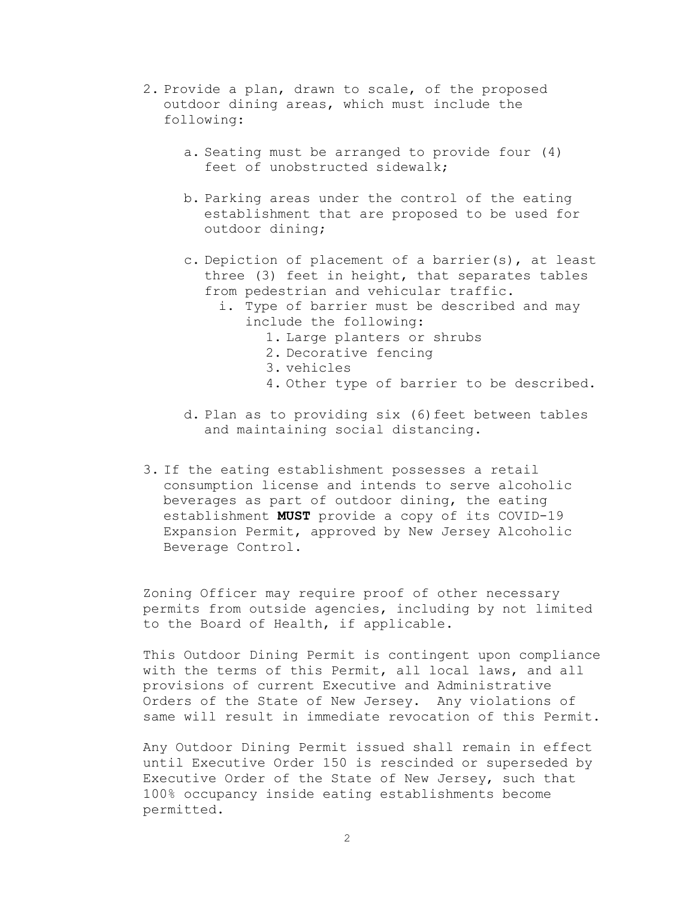2. Provide a plan, drawn to scale, of the proposed outdoor dining areas, which must include the following:

   a. Seating must be arranged to provide four (4) feet of unobstructed sidewalk;

   b. Parking areas under the control of the eating establishment that are proposed to be used for outdoor dining;

   c. Depiction of placement of a barrier(s), at least three (3) feet in height, that separates tables from pedestrian and vehicular traffic.
      i. Type of barrier must be described and may include the following:
         1. Large planters or shrubs
         2. Decorative fencing
         3. vehicles
         4. Other type of barrier to be described.

   d. Plan as to providing six (6) feet between tables and maintaining social distancing.

3. If the eating establishment possesses a retail consumption license and intends to serve alcoholic beverages as part of outdoor dining, the eating establishment **MUST** provide a copy of its COVID-19 Expansion Permit, approved by New Jersey Alcoholic Beverage Control.

Zoning Officer may require proof of other necessary permits from outside agencies, including by not limited to the Board of Health, if applicable.

This Outdoor Dining Permit is contingent upon compliance with the terms of this Permit, all local laws, and all provisions of current Executive and Administrative Orders of the State of New Jersey. Any violations of same will result in immediate revocation of this Permit.

Any Outdoor Dining Permit issued shall remain in effect until Executive Order 150 is rescinded or superseded by Executive Order of the State of New Jersey, such that 100% occupancy inside eating establishments become permitted.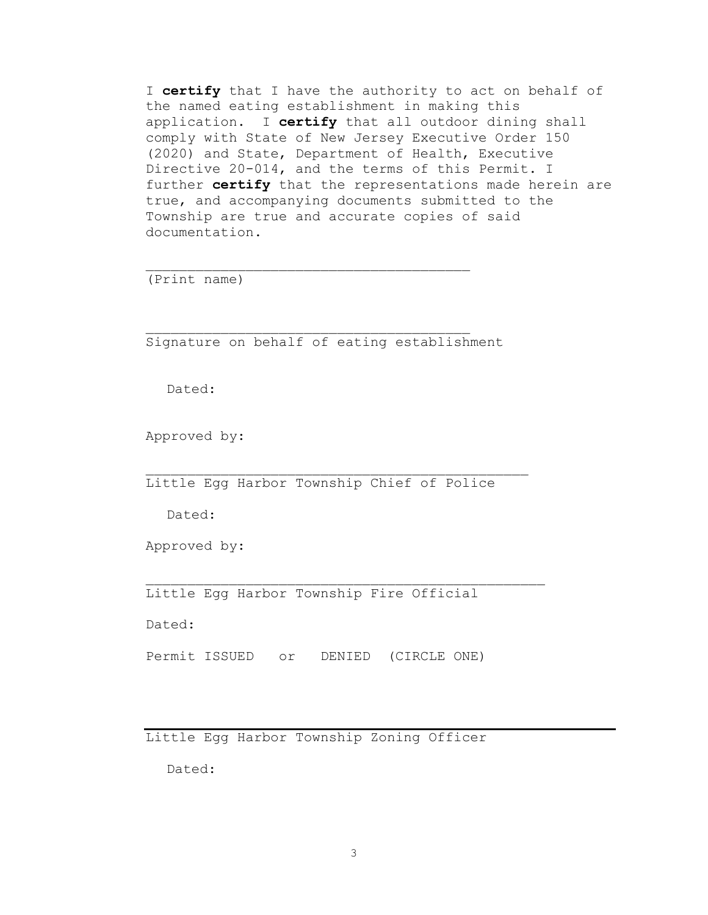I **certify** that I have the authority to act on behalf of the named eating establishment in making this application. I **certify** that all outdoor dining shall comply with State of New Jersey Executive Order 150 (2020) and State, Department of Health, Executive Directive 20-014, and the terms of this Permit. I further **certify** that the representations made herein are true, and accompanying documents submitted to the Township are true and accurate copies of said documentation.

\_\_\_\_\_\_\_\_\_\_\_\_\_\_\_\_\_\_\_\_\_\_\_\_\_\_\_\_\_\_\_\_\_\_\_\_\_\_\_\_

(Print name)

\_\_\_\_\_\_\_\_\_\_\_\_\_\_\_\_\_\_\_\_\_\_\_\_\_\_\_\_\_\_\_\_\_\_\_\_\_\_\_\_

Signature on behalf of eating establishment

Dated:

Approved by:

\_\_\_\_\_\_\_\_\_\_\_\_\_\_\_\_\_\_\_\_\_\_\_\_\_\_\_\_\_\_\_\_\_\_\_\_\_\_\_\_\_\_\_\_\_\_

Little Egg Harbor Township Chief of Police

Dated:

Approved by:

\_\_\_\_\_\_\_\_\_\_\_\_\_\_\_\_\_\_\_\_\_\_\_\_\_\_\_\_\_\_\_\_\_\_\_\_\_\_\_\_\_\_\_\_\_\_\_\_

Little Egg Harbor Township Fire Official

Dated:

Permit ISSUED or DENIED (CIRCLE ONE)

\_\_\_\_\_\_\_\_\_\_\_\_\_\_\_\_\_\_\_\_\_\_\_\_\_\_\_\_\_\_\_\_\_\_\_\_\_\_\_\_\_\_\_\_\_\_\_\_\_\_\_\_\_\_\_\_

Little Egg Harbor Township Zoning Officer

Dated: